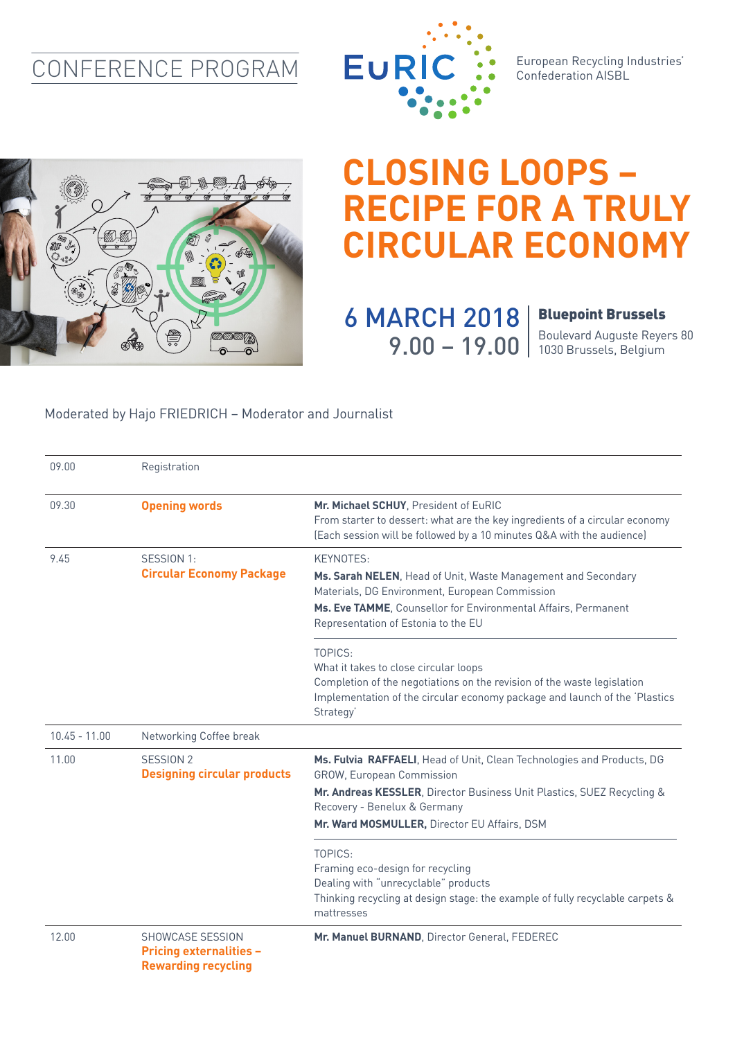CONFERENCE PROGRAM

EuRIC

European Recycling Industries' Confederation AISBL

# CLOSING LOOPS – RECIPE FOR A TRULY CIRCULAR ECONOMY

**6 MARCH 2018**
**9.00 – 19.00**

**Bluepoint Brussels**
Boulevard Auguste Reyers 80
1030 Brussels, Belgium

Moderated by Hajo FRIEDRICH – Moderator and Journalist

| | | |
|---|---|---|
| 09.00 | Registration | |
| 09.30 | **Opening words** | **Mr. Michael SCHUY**, President of EuRIC<br>From starter to dessert: what are the key ingredients of a circular economy<br>(Each session will be followed by a 10 minutes Q&A with the audience) |
| 9.45 | SESSION 1:<br>**Circular Economy Package** | KEYNOTES:<br>**Ms. Sarah NELEN**, Head of Unit, Waste Management and Secondary Materials, DG Environment, European Commission<br>**Ms. Eve TAMME**, Counsellor for Environmental Affairs, Permanent Representation of Estonia to the EU |
| | | TOPICS:<br>What it takes to close circular loops<br>Completion of the negotiations on the revision of the waste legislation<br>Implementation of the circular economy package and launch of the 'Plastics Strategy' |
| 10.45 - 11.00 | Networking Coffee break | |
| 11.00 | SESSION 2<br>**Designing circular products** | **Ms. Fulvia RAFFAELI**, Head of Unit, Clean Technologies and Products, DG GROW, European Commission<br>**Mr. Andreas KESSLER**, Director Business Unit Plastics, SUEZ Recycling & Recovery - Benelux & Germany<br>**Mr. Ward MOSMULLER,** Director EU Affairs, DSM |
| | | TOPICS:<br>Framing eco-design for recycling<br>Dealing with "unrecyclable" products<br>Thinking recycling at design stage: the example of fully recyclable carpets & mattresses |
| 12.00 | SHOWCASE SESSION<br>**Pricing externalities – Rewarding recycling** | **Mr. Manuel BURNAND**, Director General, FEDEREC |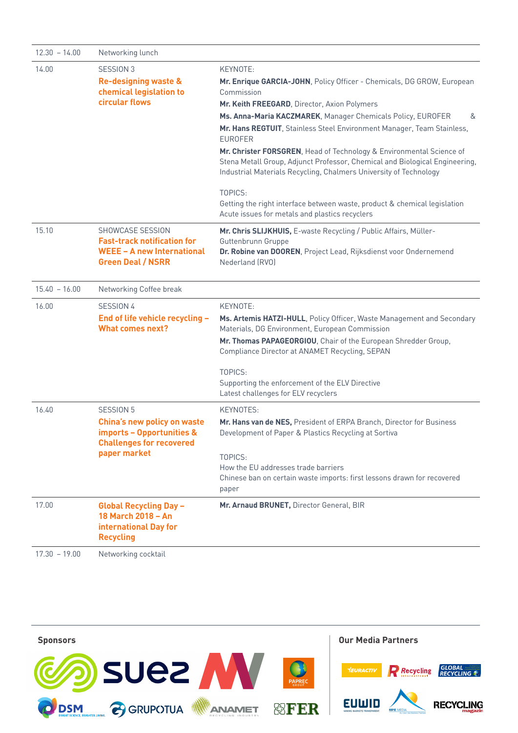| | | |
|---|---|---|
| 12.30 – 14.00 | Networking lunch | |
| 14.00 | SESSION 3<br>**Re-designing waste & chemical legislation to circular flows** | KEYNOTE:<br>**Mr. Enrique GARCIA-JOHN**, Policy Officer - Chemicals, DG GROW, European Commission<br>**Mr. Keith FREEGARD**, Director, Axion Polymers<br>**Ms. Anna-Maria KACZMAREK**, Manager Chemicals Policy, EUROFER &<br>**Mr. Hans REGTUIT**, Stainless Steel Environment Manager, Team Stainless, EUROFER<br>**Mr. Christer FORSGREN**, Head of Technology & Environmental Science of Stena Metall Group, Adjunct Professor, Chemical and Biological Engineering, Industrial Materials Recycling, Chalmers University of Technology<br><br>TOPICS:<br>Getting the right interface between waste, product & chemical legislation<br>Acute issues for metals and plastics recyclers |
| 15.10 | SHOWCASE SESSION<br>**Fast-track notification for WEEE – A new International Green Deal / NSRR** | **Mr. Chris SLIJKHUIS,** E-waste Recycling / Public Affairs, Müller-Guttenbrunn Gruppe<br>**Dr. Robine van DOOREN**, Project Lead, Rijksdienst voor Ondernemend Nederland (RVO) |
| 15.40 – 16.00 | Networking Coffee break | |
| 16.00 | SESSION 4<br>**End of life vehicle recycling – What comes next?** | KEYNOTE:<br>**Ms. Artemis HATZI-HULL**, Policy Officer, Waste Management and Secondary Materials, DG Environment, European Commission<br>**Mr. Thomas PAPAGEORGIOU**, Chair of the European Shredder Group, Compliance Director at ANAMET Recycling, SEPAN<br><br>TOPICS:<br>Supporting the enforcement of the ELV Directive<br>Latest challenges for ELV recyclers |
| 16.40 | SESSION 5<br>**China's new policy on waste imports – Opportunities & Challenges for recovered paper market** | KEYNOTES:<br>**Mr. Hans van de NES,** President of ERPA Branch, Director for Business Development of Paper & Plastics Recycling at Sortiva<br><br>TOPICS:<br>How the EU addresses trade barriers<br>Chinese ban on certain waste imports: first lessons drawn for recovered paper |
| 17.00 | **Global Recycling Day – 18 March 2018 – An international Day for Recycling** | **Mr. Arnaud BRUNET,** Director General, BIR |
| 17.30 – 19.00 | Networking cocktail | |

**Sponsors**

suez, PAPREC GROUP, DSM BRIGHT SCIENCE. BRIGHTER LIVING., GRUPOTUA, ANAMET RECYCLING INDUSTRY, FER

**Our Media Partners**

EURACTIV, Recycling International, GLOBAL RECYCLING, EUWID MAKING MARKETS TRANSPARENT, MPE MEDIA, RECYCLING magazin